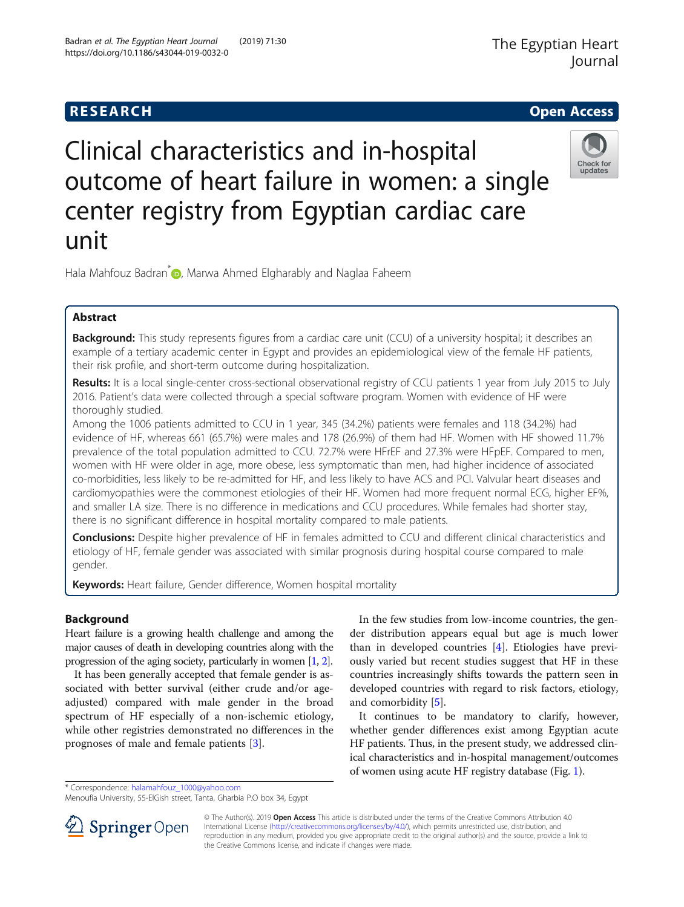RESEARCH Open Access

# Clinical characteristics and in-hospital outcome of heart failure in women: a single center registry from Egyptian cardiac care unit

Hala Mahfouz Badran*, Marwa Ahmed Elgharably and Naglaa Faheem

## Abstract

**Background:** This study represents figures from a cardiac care unit (CCU) of a university hospital; it describes an example of a tertiary academic center in Egypt and provides an epidemiological view of the female HF patients, their risk profile, and short-term outcome during hospitalization.

**Results:** It is a local single-center cross-sectional observational registry of CCU patients 1 year from July 2015 to July 2016. Patient's data were collected through a special software program. Women with evidence of HF were thoroughly studied.

Among the 1006 patients admitted to CCU in 1 year, 345 (34.2%) patients were females and 118 (34.2%) had evidence of HF, whereas 661 (65.7%) were males and 178 (26.9%) of them had HF. Women with HF showed 11.7% prevalence of the total population admitted to CCU. 72.7% were HFrEF and 27.3% were HFpEF. Compared to men, women with HF were older in age, more obese, less symptomatic than men, had higher incidence of associated co-morbidities, less likely to be re-admitted for HF, and less likely to have ACS and PCI. Valvular heart diseases and cardiomyopathies were the commonest etiologies of their HF. Women had more frequent normal ECG, higher EF%, and smaller LA size. There is no difference in medications and CCU procedures. While females had shorter stay, there is no significant difference in hospital mortality compared to male patients.

**Conclusions:** Despite higher prevalence of HF in females admitted to CCU and different clinical characteristics and etiology of HF, female gender was associated with similar prognosis during hospital course compared to male gender.

**Keywords:** Heart failure, Gender difference, Women hospital mortality

## Background

Heart failure is a growing health challenge and among the major causes of death in developing countries along with the progression of the aging society, particularly in women [1, 2].

It has been generally accepted that female gender is associated with better survival (either crude and/or age-adjusted) compared with male gender in the broad spectrum of HF especially of a non-ischemic etiology, while other registries demonstrated no differences in the prognoses of male and female patients [3].

In the few studies from low-income countries, the gender distribution appears equal but age is much lower than in developed countries [4]. Etiologies have previously varied but recent studies suggest that HF in these countries increasingly shifts towards the pattern seen in developed countries with regard to risk factors, etiology, and comorbidity [5].

It continues to be mandatory to clarify, however, whether gender differences exist among Egyptian acute HF patients. Thus, in the present study, we addressed clinical characteristics and in-hospital management/outcomes of women using acute HF registry database (Fig. 1).

\* Correspondence: halamahfouz_1000@yahoo.com
Menoufia University, 55-ElGish street, Tanta, Gharbia P.O box 34, Egypt

© The Author(s). 2019 **Open Access** This article is distributed under the terms of the Creative Commons Attribution 4.0 International License (http://creativecommons.org/licenses/by/4.0/), which permits unrestricted use, distribution, and reproduction in any medium, provided you give appropriate credit to the original author(s) and the source, provide a link to the Creative Commons license, and indicate if changes were made.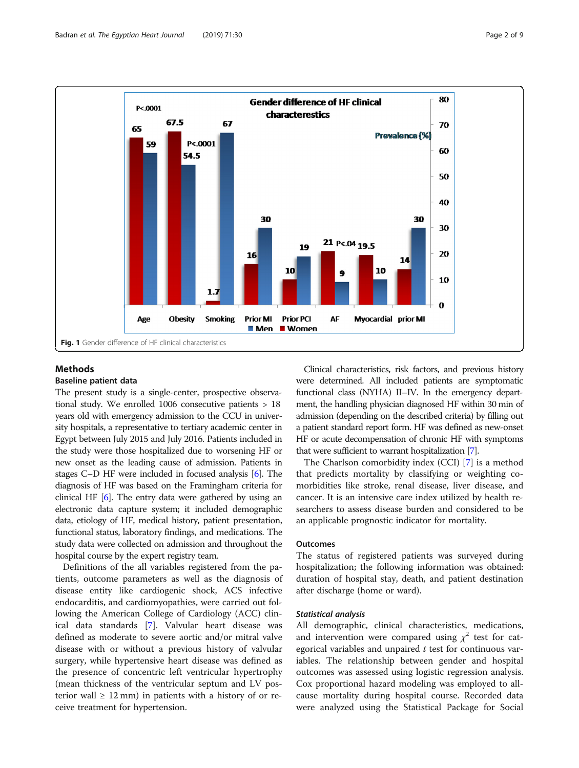Fig. 1 Gender difference of HF clinical characteristics

## Methods

### Baseline patient data

The present study is a single-center, prospective observational study. We enrolled 1006 consecutive patients > 18 years old with emergency admission to the CCU in university hospitals, a representative to tertiary academic center in Egypt between July 2015 and July 2016. Patients included in the study were those hospitalized due to worsening HF or new onset as the leading cause of admission. Patients in stages C–D HF were included in focused analysis [6]. The diagnosis of HF was based on the Framingham criteria for clinical HF [6]. The entry data were gathered by using an electronic data capture system; it included demographic data, etiology of HF, medical history, patient presentation, functional status, laboratory findings, and medications. The study data were collected on admission and throughout the hospital course by the expert registry team.

Definitions of the all variables registered from the patients, outcome parameters as well as the diagnosis of disease entity like cardiogenic shock, ACS infective endocarditis, and cardiomyopathies, were carried out following the American College of Cardiology (ACC) clinical data standards [7]. Valvular heart disease was defined as moderate to severe aortic and/or mitral valve disease with or without a previous history of valvular surgery, while hypertensive heart disease was defined as the presence of concentric left ventricular hypertrophy (mean thickness of the ventricular septum and LV posterior wall ≥ 12 mm) in patients with a history of or receive treatment for hypertension.

Clinical characteristics, risk factors, and previous history were determined. All included patients are symptomatic functional class (NYHA) II–IV. In the emergency department, the handling physician diagnosed HF within 30 min of admission (depending on the described criteria) by filling out a patient standard report form. HF was defined as new-onset HF or acute decompensation of chronic HF with symptoms that were sufficient to warrant hospitalization [7].

The Charlson comorbidity index (CCI) [7] is a method that predicts mortality by classifying or weighting comorbidities like stroke, renal disease, liver disease, and cancer. It is an intensive care index utilized by health researchers to assess disease burden and considered to be an applicable prognostic indicator for mortality.

### Outcomes

The status of registered patients was surveyed during hospitalization; the following information was obtained: duration of hospital stay, death, and patient destination after discharge (home or ward).

### *Statistical analysis*

All demographic, clinical characteristics, medications, and intervention were compared using $\chi^2$ test for categorical variables and unpaired $t$ test for continuous variables. The relationship between gender and hospital outcomes was assessed using logistic regression analysis. Cox proportional hazard modeling was employed to all-cause mortality during hospital course. Recorded data were analyzed using the Statistical Package for Social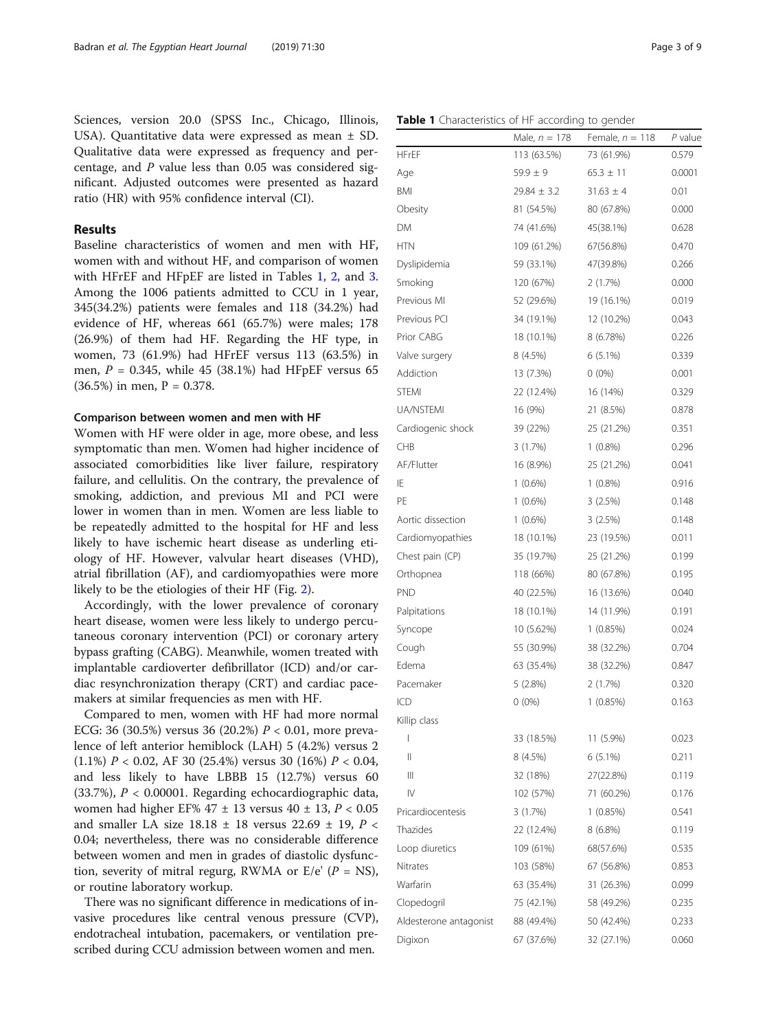Sciences, version 20.0 (SPSS Inc., Chicago, Illinois, USA). Quantitative data were expressed as mean ± SD. Qualitative data were expressed as frequency and percentage, and *P* value less than 0.05 was considered significant. Adjusted outcomes were presented as hazard ratio (HR) with 95% confidence interval (CI).

## Results

Baseline characteristics of women and men with HF, women with and without HF, and comparison of women with HFrEF and HFpEF are listed in Tables 1, 2, and 3. Among the 1006 patients admitted to CCU in 1 year, 345(34.2%) patients were females and 118 (34.2%) had evidence of HF, whereas 661 (65.7%) were males; 178 (26.9%) of them had HF. Regarding the HF type, in women, 73 (61.9%) had HFrEF versus 113 (63.5%) in men, $P = 0.345$, while 45 (38.1%) had HFpEF versus 65 (36.5%) in men, $P = 0.378$.

### Comparison between women and men with HF

Women with HF were older in age, more obese, and less symptomatic than men. Women had higher incidence of associated comorbidities like liver failure, respiratory failure, and cellulitis. On the contrary, the prevalence of smoking, addiction, and previous MI and PCI were lower in women than in men. Women are less liable to be repeatedly admitted to the hospital for HF and less likely to have ischemic heart disease as underling etiology of HF. However, valvular heart diseases (VHD), atrial fibrillation (AF), and cardiomyopathies were more likely to be the etiologies of their HF (Fig. 2).

Accordingly, with the lower prevalence of coronary heart disease, women were less likely to undergo percutaneous coronary intervention (PCI) or coronary artery bypass grafting (CABG). Meanwhile, women treated with implantable cardioverter defibrillator (ICD) and/or cardiac resynchronization therapy (CRT) and cardiac pacemakers at similar frequencies as men with HF.

Compared to men, women with HF had more normal ECG: 36 (30.5%) versus 36 (20.2%) $P < 0.01$, more prevalence of left anterior hemiblock (LAH) 5 (4.2%) versus 2 (1.1%) $P < 0.02$, AF 30 (25.4%) versus 30 (16%) $P < 0.04$, and less likely to have LBBB 15 (12.7%) versus 60 (33.7%), $P < 0.00001$. Regarding echocardiographic data, women had higher EF% 47 ± 13 versus 40 ± 13, $P < 0.05$ and smaller LA size 18.18 ± 18 versus 22.69 ± 19, $P < 0.04$; nevertheless, there was no considerable difference between women and men in grades of diastolic dysfunction, severity of mitral regurg, RWMA or E/e' ($P$ = NS), or routine laboratory workup.

There was no significant difference in medications of invasive procedures like central venous pressure (CVP), endotracheal intubation, pacemakers, or ventilation prescribed during CCU admission between women and men.

**Table 1** Characteristics of HF according to gender

| | Male, *n* = 178 | Female, *n* = 118 | *P* value |
|---|---|---|---|
| HFrEF | 113 (63.5%) | 73 (61.9%) | 0.579 |
| Age | 59.9 ± 9 | 65.3 ± 11 | 0.0001 |
| BMI | 29.84 ± 3.2 | 31.63 ± 4 | 0.01 |
| Obesity | 81 (54.5%) | 80 (67.8%) | 0.000 |
| DM | 74 (41.6%) | 45(38.1%) | 0.628 |
| HTN | 109 (61.2%) | 67(56.8%) | 0.470 |
| Dyslipidemia | 59 (33.1%) | 47(39.8%) | 0.266 |
| Smoking | 120 (67%) | 2 (1.7%) | 0.000 |
| Previous MI | 52 (29.6%) | 19 (16.1%) | 0.019 |
| Previous PCI | 34 (19.1%) | 12 (10.2%) | 0.043 |
| Prior CABG | 18 (10.1%) | 8 (6.78%) | 0.226 |
| Valve surgery | 8 (4.5%) | 6 (5.1%) | 0.339 |
| Addiction | 13 (7.3%) | 0 (0%) | 0.001 |
| STEMI | 22 (12.4%) | 16 (14%) | 0.329 |
| UA/NSTEMI | 16 (9%) | 21 (8.5%) | 0.878 |
| Cardiogenic shock | 39 (22%) | 25 (21.2%) | 0.351 |
| CHB | 3 (1.7%) | 1 (0.8%) | 0.296 |
| AF/Flutter | 16 (8.9%) | 25 (21.2%) | 0.041 |
| IE | 1 (0.6%) | 1 (0.8%) | 0.916 |
| PE | 1 (0.6%) | 3 (2.5%) | 0.148 |
| Aortic dissection | 1 (0.6%) | 3 (2.5%) | 0.148 |
| Cardiomyopathies | 18 (10.1%) | 23 (19.5%) | 0.011 |
| Chest pain (CP) | 35 (19.7%) | 25 (21.2%) | 0.199 |
| Orthopnea | 118 (66%) | 80 (67.8%) | 0.195 |
| PND | 40 (22.5%) | 16 (13.6%) | 0.040 |
| Palpitations | 18 (10.1%) | 14 (11.9%) | 0.191 |
| Syncope | 10 (5.62%) | 1 (0.85%) | 0.024 |
| Cough | 55 (30.9%) | 38 (32.2%) | 0.704 |
| Edema | 63 (35.4%) | 38 (32.2%) | 0.847 |
| Pacemaker | 5 (2.8%) | 2 (1.7%) | 0.320 |
| ICD | 0 (0%) | 1 (0.85%) | 0.163 |
| Killip class | | | |
| I | 33 (18.5%) | 11 (5.9%) | 0.023 |
| II | 8 (4.5%) | 6 (5.1%) | 0.211 |
| III | 32 (18%) | 27(22.8%) | 0.119 |
| IV | 102 (57%) | 71 (60.2%) | 0.176 |
| Pricardiocentesis | 3 (1.7%) | 1 (0.85%) | 0.541 |
| Thazides | 22 (12.4%) | 8 (6.8%) | 0.119 |
| Loop diuretics | 109 (61%) | 68(57.6%) | 0.535 |
| Nitrates | 103 (58%) | 67 (56.8%) | 0.853 |
| Warfarin | 63 (35.4%) | 31 (26.3%) | 0.099 |
| Clopedogril | 75 (42.1%) | 58 (49.2%) | 0.235 |
| Aldesterone antagonist | 88 (49.4%) | 50 (42.4%) | 0.233 |
| Digixon | 67 (37.6%) | 32 (27.1%) | 0.060 |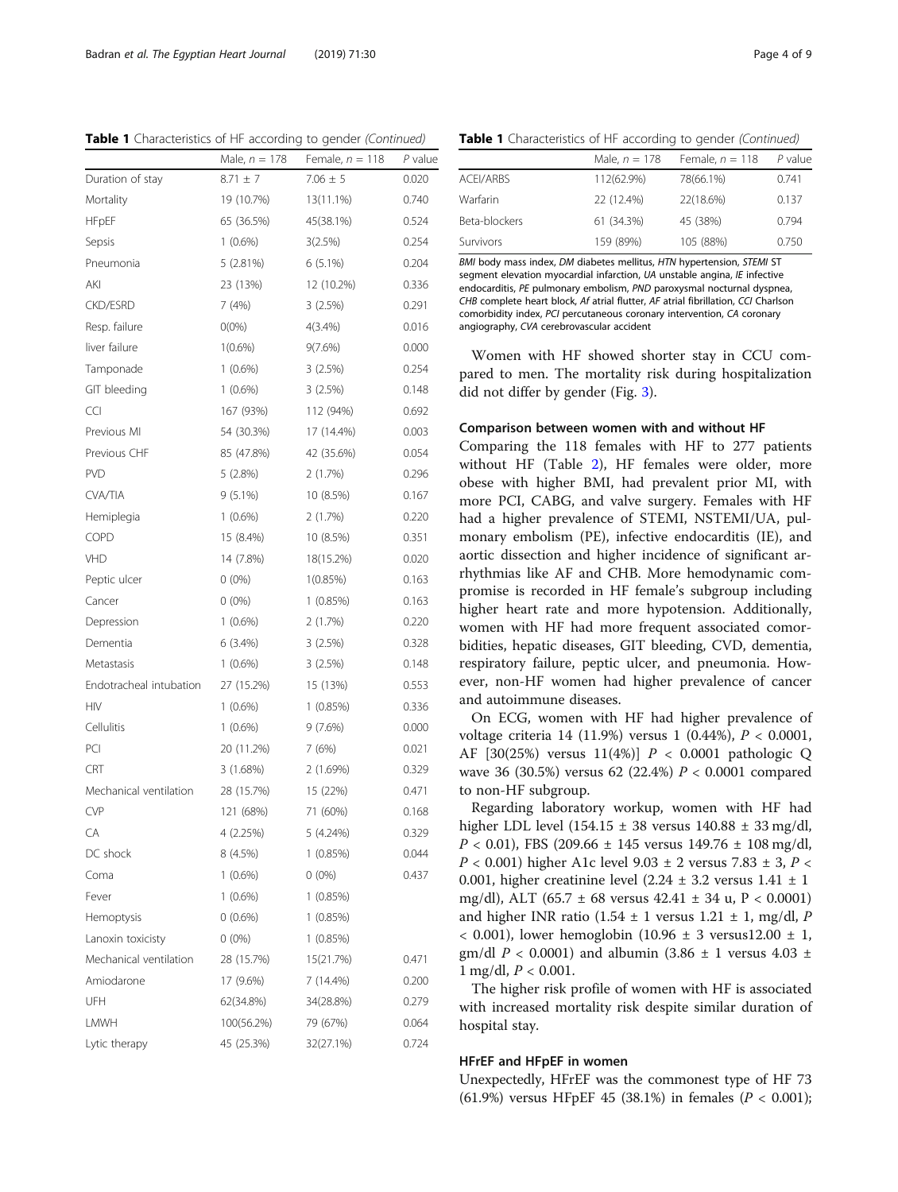**Table 1** Characteristics of HF according to gender *(Continued)*

| | Male, $n$ = 178 | Female, $n$ = 118 | $P$ value |
|---|---|---|---|
| Duration of stay | 8.71 ± 7 | 7.06 ± 5 | 0.020 |
| Mortality | 19 (10.7%) | 13(11.1%) | 0.740 |
| HFpEF | 65 (36.5%) | 45(38.1%) | 0.524 |
| Sepsis | 1 (0.6%) | 3(2.5%) | 0.254 |
| Pneumonia | 5 (2.81%) | 6 (5.1%) | 0.204 |
| AKI | 23 (13%) | 12 (10.2%) | 0.336 |
| CKD/ESRD | 7 (4%) | 3 (2.5%) | 0.291 |
| Resp. failure | 0(0%) | 4(3.4%) | 0.016 |
| liver failure | 1(0.6%) | 9(7.6%) | 0.000 |
| Tamponade | 1 (0.6%) | 3 (2.5%) | 0.254 |
| GIT bleeding | 1 (0.6%) | 3 (2.5%) | 0.148 |
| CCI | 167 (93%) | 112 (94%) | 0.692 |
| Previous MI | 54 (30.3%) | 17 (14.4%) | 0.003 |
| Previous CHF | 85 (47.8%) | 42 (35.6%) | 0.054 |
| PVD | 5 (2.8%) | 2 (1.7%) | 0.296 |
| CVA/TIA | 9 (5.1%) | 10 (8.5%) | 0.167 |
| Hemiplegia | 1 (0.6%) | 2 (1.7%) | 0.220 |
| COPD | 15 (8.4%) | 10 (8.5%) | 0.351 |
| VHD | 14 (7.8%) | 18(15.2%) | 0.020 |
| Peptic ulcer | 0 (0%) | 1(0.85%) | 0.163 |
| Cancer | 0 (0%) | 1 (0.85%) | 0.163 |
| Depression | 1 (0.6%) | 2 (1.7%) | 0.220 |
| Dementia | 6 (3.4%) | 3 (2.5%) | 0.328 |
| Metastasis | 1 (0.6%) | 3 (2.5%) | 0.148 |
| Endotracheal intubation | 27 (15.2%) | 15 (13%) | 0.553 |
| HIV | 1 (0.6%) | 1 (0.85%) | 0.336 |
| Cellulitis | 1 (0.6%) | 9 (7.6%) | 0.000 |
| PCI | 20 (11.2%) | 7 (6%) | 0.021 |
| CRT | 3 (1.68%) | 2 (1.69%) | 0.329 |
| Mechanical ventilation | 28 (15.7%) | 15 (22%) | 0.471 |
| CVP | 121 (68%) | 71 (60%) | 0.168 |
| CA | 4 (2.25%) | 5 (4.24%) | 0.329 |
| DC shock | 8 (4.5%) | 1 (0.85%) | 0.044 |
| Coma | 1 (0.6%) | 0 (0%) | 0.437 |
| Fever | 1 (0.6%) | 1 (0.85%) | |
| Hemoptysis | 0 (0.6%) | 1 (0.85%) | |
| Lanoxin toxicisty | 0 (0%) | 1 (0.85%) | |
| Mechanical ventilation | 28 (15.7%) | 15(21.7%) | 0.471 |
| Amiodarone | 17 (9.6%) | 7 (14.4%) | 0.200 |
| UFH | 62(34.8%) | 34(28.8%) | 0.279 |
| LMWH | 100(56.2%) | 79 (67%) | 0.064 |
| Lytic therapy | 45 (25.3%) | 32(27.1%) | 0.724 |
| ACEI/ARBS | 112(62.9%) | 78(66.1%) | 0.741 |
| Warfarin | 22 (12.4%) | 22(18.6%) | 0.137 |
| Beta-blockers | 61 (34.3%) | 45 (38%) | 0.794 |
| Survivors | 159 (89%) | 105 (88%) | 0.750 |

*BMI* body mass index, *DM* diabetes mellitus, *HTN* hypertension, *STEMI* ST segment elevation myocardial infarction, *UA* unstable angina, *IE* infective endocarditis, *PE* pulmonary embolism, *PND* paroxysmal nocturnal dyspnea, *CHB* complete heart block, *Af* atrial flutter, *AF* atrial fibrillation, *CCI* Charlson comorbidity index, *PCI* percutaneous coronary intervention, *CA* coronary angiography, *CVA* cerebrovascular accident

Women with HF showed shorter stay in CCU compared to men. The mortality risk during hospitalization did not differ by gender (Fig. 3).

### Comparison between women with and without HF

Comparing the 118 females with HF to 277 patients without HF (Table 2), HF females were older, more obese with higher BMI, had prevalent prior MI, with more PCI, CABG, and valve surgery. Females with HF had a higher prevalence of STEMI, NSTEMI/UA, pulmonary embolism (PE), infective endocarditis (IE), and aortic dissection and higher incidence of significant arrhythmias like AF and CHB. More hemodynamic compromise is recorded in HF female's subgroup including higher heart rate and more hypotension. Additionally, women with HF had more frequent associated comorbidities, hepatic diseases, GIT bleeding, CVD, dementia, respiratory failure, peptic ulcer, and pneumonia. However, non-HF women had higher prevalence of cancer and autoimmune diseases.

On ECG, women with HF had higher prevalence of voltage criteria 14 (11.9%) versus 1 (0.44%), $P < 0.0001$, AF [30(25%) versus 11(4%)] $P < 0.0001$ pathologic Q wave 36 (30.5%) versus 62 (22.4%) $P < 0.0001$ compared to non-HF subgroup.

Regarding laboratory workup, women with HF had higher LDL level (154.15 ± 38 versus 140.88 ± 33 mg/dl, $P < 0.01$), FBS (209.66 ± 145 versus 149.76 ± 108 mg/dl, $P < 0.001$) higher A1c level 9.03 ± 2 versus 7.83 ± 3, $P < 0.001$, higher creatinine level (2.24 ± 3.2 versus 1.41 ± 1 mg/dl), ALT (65.7 ± 68 versus 42.41 ± 34 u, P < 0.0001) and higher INR ratio (1.54 ± 1 versus 1.21 ± 1, mg/dl, $P < 0.001$), lower hemoglobin (10.96 ± 3 versus12.00 ± 1, gm/dl $P < 0.0001$) and albumin (3.86 ± 1 versus 4.03 ± 1 mg/dl, $P < 0.001$.

The higher risk profile of women with HF is associated with increased mortality risk despite similar duration of hospital stay.

### HFrEF and HFpEF in women

Unexpectedly, HFrEF was the commonest type of HF 73 (61.9%) versus HFpEF 45 (38.1%) in females ($P < 0.001$);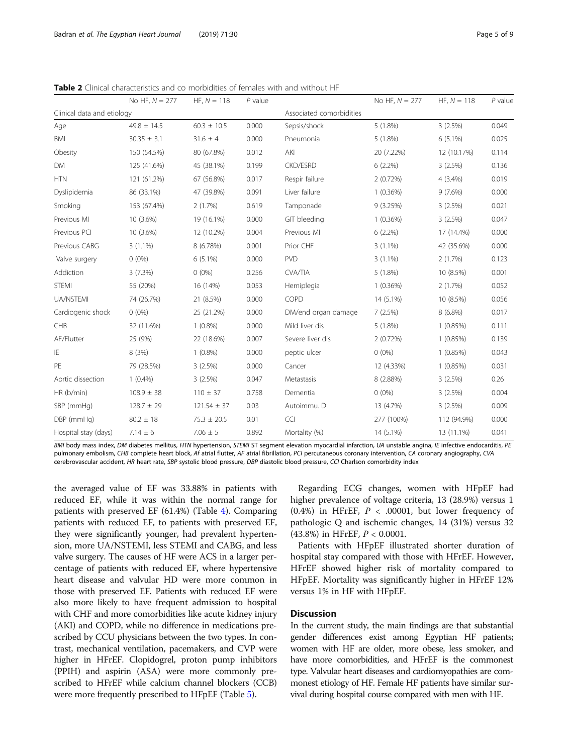**Table 2** Clinical characteristics and co morbidities of females with and without HF

| | No HF, $N = 277$ | HF, $N = 118$ | $P$ value | | No HF, $N = 277$ | HF, $N = 118$ | $P$ value |
|---|---|---|---|---|---|---|---|
| Clinical data and etiology | | | | Associated comorbidities | | | |
| Age | 49.8 ± 14.5 | 60.3 ± 10.5 | 0.000 | Sepsis/shock | 5 (1.8%) | 3 (2.5%) | 0.049 |
| BMI | 30.35 ± 3.1 | 31.6 ± 4 | 0.000 | Pneumonia | 5 (1.8%) | 6 (5.1%) | 0.025 |
| Obesity | 150 (54.5%) | 80 (67.8%) | 0.012 | AKI | 20 (7.22%) | 12 (10.17%) | 0.114 |
| DM | 125 (41.6%) | 45 (38.1%) | 0.199 | CKD/ESRD | 6 (2.2%) | 3 (2.5%) | 0.136 |
| HTN | 121 (61.2%) | 67 (56.8%) | 0.017 | Respir failure | 2 (0.72%) | 4 (3.4%) | 0.019 |
| Dyslipidemia | 86 (33.1%) | 47 (39.8%) | 0.091 | Liver failure | 1 (0.36%) | 9 (7.6%) | 0.000 |
| Smoking | 153 (67.4%) | 2 (1.7%) | 0.619 | Tamponade | 9 (3.25%) | 3 (2.5%) | 0.021 |
| Previous MI | 10 (3.6%) | 19 (16.1%) | 0.000 | GIT bleeding | 1 (0.36%) | 3 (2.5%) | 0.047 |
| Previous PCI | 10 (3.6%) | 12 (10.2%) | 0.004 | Previous MI | 6 (2.2%) | 17 (14.4%) | 0.000 |
| Previous CABG | 3 (1.1%) | 8 (6.78%) | 0.001 | Prior CHF | 3 (1.1%) | 42 (35.6%) | 0.000 |
| Valve surgery | 0 (0%) | 6 (5.1%) | 0.000 | PVD | 3 (1.1%) | 2 (1.7%) | 0.123 |
| Addiction | 3 (7.3%) | 0 (0%) | 0.256 | CVA/TIA | 5 (1.8%) | 10 (8.5%) | 0.001 |
| STEMI | 55 (20%) | 16 (14%) | 0.053 | Hemiplegia | 1 (0.36%) | 2 (1.7%) | 0.052 |
| UA/NSTEMI | 74 (26.7%) | 21 (8.5%) | 0.000 | COPD | 14 (5.1%) | 10 (8.5%) | 0.056 |
| Cardiogenic shock | 0 (0%) | 25 (21.2%) | 0.000 | DM/end organ damage | 7 (2.5%) | 8 (6.8%) | 0.017 |
| CHB | 32 (11.6%) | 1 (0.8%) | 0.000 | Mild liver dis | 5 (1.8%) | 1 (0.85%) | 0.111 |
| AF/Flutter | 25 (9%) | 22 (18.6%) | 0.007 | Severe liver dis | 2 (0.72%) | 1 (0.85%) | 0.139 |
| IE | 8 (3%) | 1 (0.8%) | 0.000 | peptic ulcer | 0 (0%) | 1 (0.85%) | 0.043 |
| PE | 79 (28.5%) | 3 (2.5%) | 0.000 | Cancer | 12 (4.33%) | 1 (0.85%) | 0.031 |
| Aortic dissection | 1 (0.4%) | 3 (2.5%) | 0.047 | Metastasis | 8 (2.88%) | 3 (2.5%) | 0.26 |
| HR (b/min) | 108.9 ± 38 | 110 ± 37 | 0.758 | Dementia | 0 (0%) | 3 (2.5%) | 0.004 |
| SBP (mmHg) | 128.7 ± 29 | 121.54 ± 37 | 0.03 | Autoimmu. D | 13 (4.7%) | 3 (2.5%) | 0.009 |
| DBP (mmHg) | 80.2 ± 18 | 75.3 ± 20.5 | 0.01 | CCI | 277 (100%) | 112 (94.9%) | 0.000 |
| Hospital stay (days) | 7.14 ± 6 | 7.06 ± 5 | 0.892 | Mortality (%) | 14 (5.1%) | 13 (11.1%) | 0.041 |

*BMI* body mass index, *DM* diabetes mellitus, *HTN* hypertension, *STEMI* ST segment elevation myocardial infarction, *UA* unstable angina, *IE* infective endocarditis, *PE* pulmonary embolism, *CHB* complete heart block, *Af* atrial flutter, *AF* atrial fibrillation, *PCI* percutaneous coronary intervention, *CA* coronary angiography, *CVA* cerebrovascular accident, *HR* heart rate, *SBP* systolic blood pressure, *DBP* diastolic blood pressure, *CCI* Charlson comorbidity index

the averaged value of EF was 33.88% in patients with reduced EF, while it was within the normal range for patients with preserved EF (61.4%) (Table 4). Comparing patients with reduced EF, to patients with preserved EF, they were significantly younger, had prevalent hypertension, more UA/NSTEMI, less STEMI and CABG, and less valve surgery. The causes of HF were ACS in a larger percentage of patients with reduced EF, where hypertensive heart disease and valvular HD were more common in those with preserved EF. Patients with reduced EF were also more likely to have frequent admission to hospital with CHF and more comorbidities like acute kidney injury (AKI) and COPD, while no difference in medications prescribed by CCU physicians between the two types. In contrast, mechanical ventilation, pacemakers, and CVP were higher in HFrEF. Clopidogrel, proton pump inhibitors (PPIH) and aspirin (ASA) were more commonly prescribed to HFrEF while calcium channel blockers (CCB) were more frequently prescribed to HFpEF (Table 5).

Regarding ECG changes, women with HFpEF had higher prevalence of voltage criteria, 13 (28.9%) versus 1 (0.4%) in HFrEF, $P < .00001$, but lower frequency of pathologic Q and ischemic changes, 14 (31%) versus 32 (43.8%) in HFrEF, $P < 0.0001$.

Patients with HFpEF illustrated shorter duration of hospital stay compared with those with HFrEF. However, HFrEF showed higher risk of mortality compared to HFpEF. Mortality was significantly higher in HFrEF 12% versus 1% in HF with HFpEF.

## Discussion

In the current study, the main findings are that substantial gender differences exist among Egyptian HF patients; women with HF are older, more obese, less smoker, and have more comorbidities, and HFrEF is the commonest type. Valvular heart diseases and cardiomyopathies are commonest etiology of HF. Female HF patients have similar survival during hospital course compared with men with HF.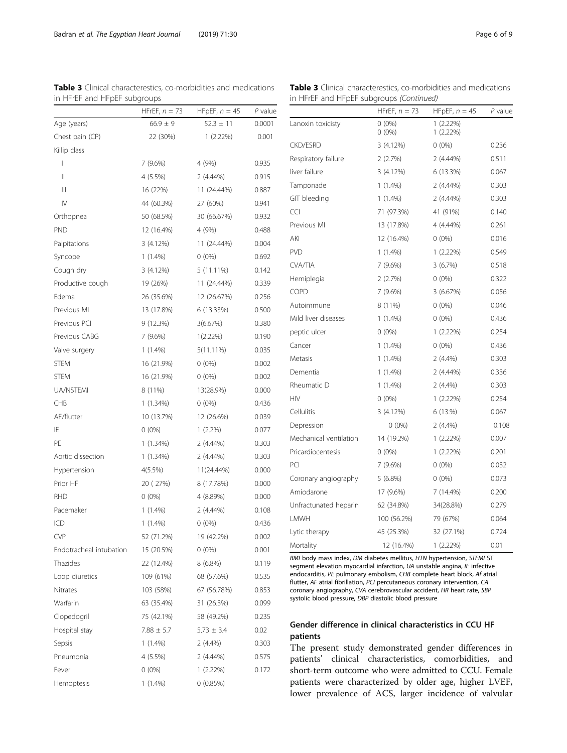**Table 3** Clinical characterestics, co-morbidities and medications in HFrEF and HFpEF subgroups

| | HFrEF, $n$ = 73 | HFpEF, $n$ = 45 | $P$ value |
|---|---|---|---|
| Age (years) | 66.9 ± 9 | 52.3 ± 11 | 0.0001 |
| Chest pain (CP) | 22 (30%) | 1 (2.22%) | 0.001 |
| Killip class | | | |
| I | 7 (9.6%) | 4 (9%) | 0.935 |
| II | 4 (5.5%) | 2 (4.44%) | 0.915 |
| III | 16 (22%) | 11 (24.44%) | 0.887 |
| IV | 44 (60.3%) | 27 (60%) | 0.941 |
| Orthopnea | 50 (68.5%) | 30 (66.67%) | 0.932 |
| PND | 12 (16.4%) | 4 (9%) | 0.488 |
| Palpitations | 3 (4.12%) | 11 (24.44%) | 0.004 |
| Syncope | 1 (1.4%) | 0 (0%) | 0.692 |
| Cough dry | 3 (4.12%) | 5 (11.11%) | 0.142 |
| Productive cough | 19 (26%) | 11 (24.44%) | 0.339 |
| Edema | 26 (35.6%) | 12 (26.67%) | 0.256 |
| Previous MI | 13 (17.8%) | 6 (13.33%) | 0.500 |
| Previous PCI | 9 (12.3%) | 3(6.67%) | 0.380 |
| Previous CABG | 7 (9.6%) | 1(2.22%) | 0.190 |
| Valve surgery | 1 (1.4%) | 5(11.11%) | 0.035 |
| STEMI | 16 (21.9%) | 0 (0%) | 0.002 |
| STEMI | 16 (21.9%) | 0 (0%) | 0.002 |
| UA/NSTEMI | 8 (11%) | 13(28.9%) | 0.000 |
| CHB | 1 (1.34%) | 0 (0%) | 0.436 |
| AF/flutter | 10 (13.7%) | 12 (26.6%) | 0.039 |
| IE | 0 (0%) | 1 (2.2%) | 0.077 |
| PE | 1 (1.34%) | 2 (4.44%) | 0.303 |
| Aortic dissection | 1 (1.34%) | 2 (4.44%) | 0.303 |
| Hypertension | 4(5.5%) | 11(24.44%) | 0.000 |
| Prior HF | 20 ( 27%) | 8 (17.78%) | 0.000 |
| RHD | 0 (0%) | 4 (8.89%) | 0.000 |
| Pacemaker | 1 (1.4%) | 2 (4.44%) | 0.108 |
| ICD | 1 (1.4%) | 0 (0%) | 0.436 |
| CVP | 52 (71.2%) | 19 (42.2%) | 0.002 |
| Endotracheal intubation | 15 (20.5%) | 0 (0%) | 0.001 |
| Thazides | 22 (12.4%) | 8 (6.8%) | 0.119 |
| Loop diuretics | 109 (61%) | 68 (57.6%) | 0.535 |
| Nitrates | 103 (58%) | 67 (56.78%) | 0.853 |
| Warfarin | 63 (35.4%) | 31 (26.3%) | 0.099 |
| Clopedogril | 75 (42.1%) | 58 (49.2%) | 0.235 |
| Hospital stay | 7.88 ± 5.7 | 5.73 ± 3.4 | 0.02 |
| Sepsis | 1 (1.4%) | 2 (4.4%) | 0.303 |
| Pneumonia | 4 (5.5%) | 2 (4.44%) | 0.575 |
| Fever | 0 (0%) | 1 (2.22%) | 0.172 |
| Hemoptesis | 1 (1.4%) | 0 (0.85%) | |
| Lanoxin toxicisty | 0 (0%)<br>0 (0%) | 1 (2.22%)<br>1 (2.22%) | |
| CKD/ESRD | 3 (4.12%) | 0 (0%) | 0.236 |
| Respiratory failure | 2 (2.7%) | 2 (4.44%) | 0.511 |
| liver failure | 3 (4.12%) | 6 (13.3%) | 0.067 |
| Tamponade | 1 (1.4%) | 2 (4.44%) | 0.303 |
| GIT bleeding | 1 (1.4%) | 2 (4.44%) | 0.303 |
| CCI | 71 (97.3%) | 41 (91%) | 0.140 |
| Previous MI | 13 (17.8%) | 4 (4.44%) | 0.261 |
| AKI | 12 (16.4%) | 0 (0%) | 0.016 |
| PVD | 1 (1.4%) | 1 (2.22%) | 0.549 |
| CVA/TIA | 7 (9.6%) | 3 (6.7%) | 0.518 |
| Hemiplegia | 2 (2.7%) | 0 (0%) | 0.322 |
| COPD | 7 (9.6%) | 3 (6.67%) | 0.056 |
| Autoimmune | 8 (11%) | 0 (0%) | 0.046 |
| Mild liver diseases | 1 (1.4%) | 0 (0%) | 0.436 |
| peptic ulcer | 0 (0%) | 1 (2.22%) | 0.254 |
| Cancer | 1 (1.4%) | 0 (0%) | 0.436 |
| Metasis | 1 (1.4%) | 2 (4.4%) | 0.303 |
| Dementia | 1 (1.4%) | 2 (4.44%) | 0.336 |
| Rheumatic D | 1 (1.4%) | 2 (4.4%) | 0.303 |
| HIV | 0 (0%) | 1 (2.22%) | 0.254 |
| Cellulitis | 3 (4.12%) | 6 (13.%) | 0.067 |
| Depression | 0 (0%) | 2 (4.4%) | 0.108 |
| Mechanical ventilation | 14 (19.2%) | 1 (2.22%) | 0.007 |
| Pricardiocentesis | 0 (0%) | 1 (2.22%) | 0.201 |
| PCI | 7 (9.6%) | 0 (0%) | 0.032 |
| Coronary angiography | 5 (6.8%) | 0 (0%) | 0.073 |
| Amiodarone | 17 (9.6%) | 7 (14.4%) | 0.200 |
| Unfractunated heparin | 62 (34.8%) | 34(28.8%) | 0.279 |
| LMWH | 100 (56.2%) | 79 (67%) | 0.064 |
| Lytic therapy | 45 (25.3%) | 32 (27.1%) | 0.724 |
| Mortality | 12 (16.4%) | 1 (2.22%) | 0.01 |

*BMI* body mass index, *DM* diabetes mellitus, *HTN* hypertension, *STEMI* ST segment elevation myocardial infarction, *UA* unstable angina, *IE* infective endocarditis, *PE* pulmonary embolism, *CHB* complete heart block, *Af* atrial flutter, *AF* atrial fibrillation, *PCI* percutaneous coronary intervention, *CA* coronary angiography, *CVA* cerebrovascular accident, *HR* heart rate, *SBP* systolic blood pressure, *DBP* diastolic blood pressure

## Gender difference in clinical characteristics in CCU HF patients

The present study demonstrated gender differences in patients' clinical characteristics, comorbidities, and short-term outcome who were admitted to CCU. Female patients were characterized by older age, higher LVEF, lower prevalence of ACS, larger incidence of valvular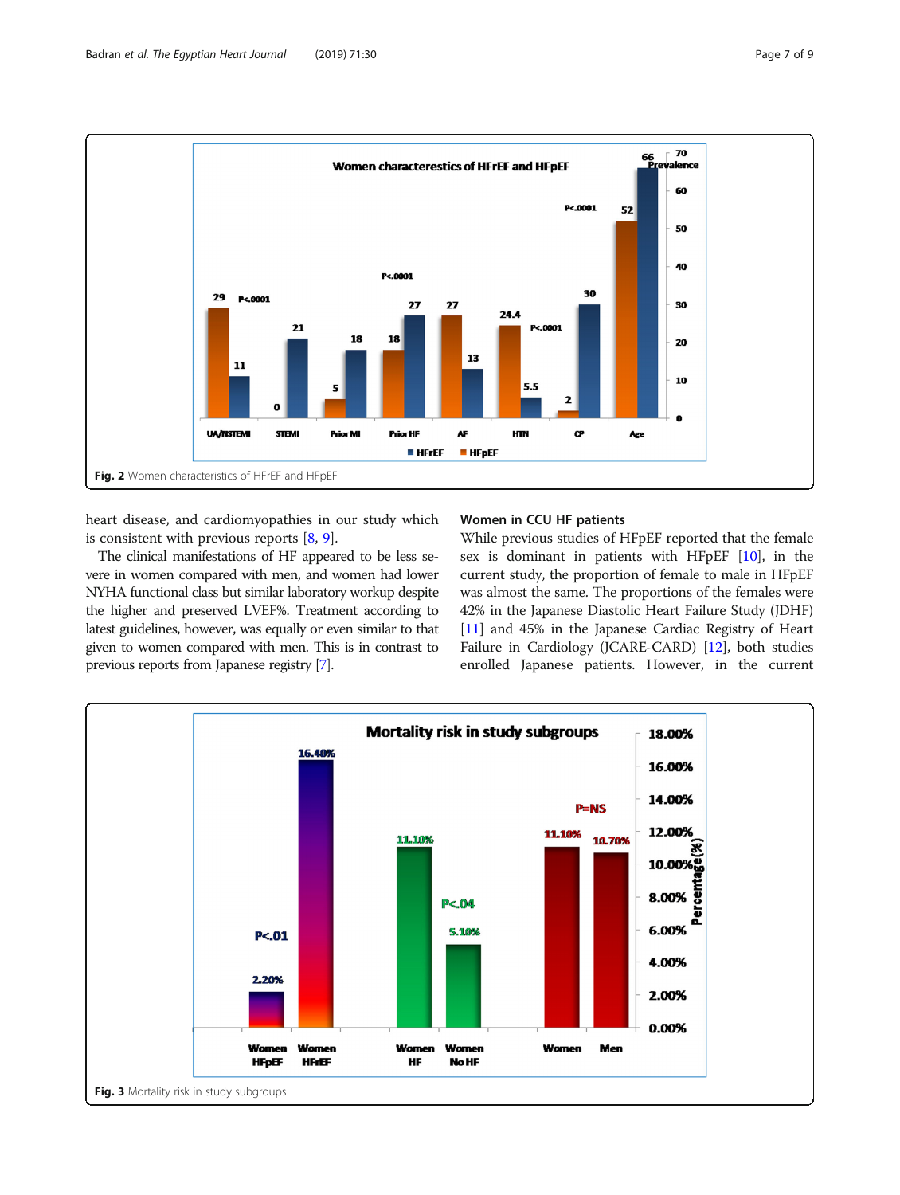Fig. 2 Women characteristics of HFrEF and HFpEF

heart disease, and cardiomyopathies in our study which is consistent with previous reports [8, 9].

The clinical manifestations of HF appeared to be less severe in women compared with men, and women had lower NYHA functional class but similar laboratory workup despite the higher and preserved LVEF%. Treatment according to latest guidelines, however, was equally or even similar to that given to women compared with men. This is in contrast to previous reports from Japanese registry [7].

## Women in CCU HF patients

While previous studies of HFpEF reported that the female sex is dominant in patients with HFpEF [10], in the current study, the proportion of female to male in HFpEF was almost the same. The proportions of the females were 42% in the Japanese Diastolic Heart Failure Study (JDHF) [11] and 45% in the Japanese Cardiac Registry of Heart Failure in Cardiology (JCARE-CARD) [12], both studies enrolled Japanese patients. However, in the current

Fig. 3 Mortality risk in study subgroups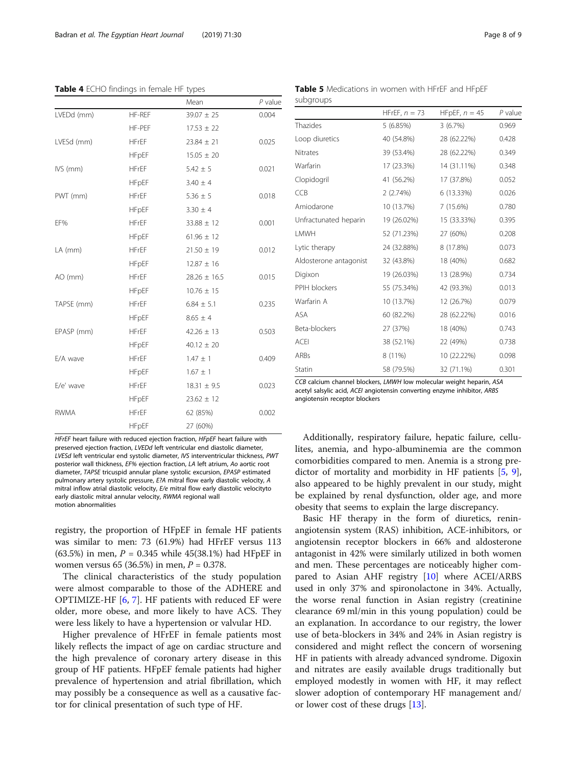**Table 4** ECHO findings in female HF types

| | | Mean | *P* value |
|---|---|---|---|
| LVEDd (mm) | HF-REF | 39.07 ± 25 | 0.004 |
| | HF-PEF | 17.53 ± 22 | |
| LVESd (mm) | HFrEF | 23.84 ± 21 | 0.025 |
| | HFpEF | 15.05 ± 20 | |
| IVS (mm) | HFrEF | 5.42 ± 5 | 0.021 |
| | HFpEF | 3.40 ± 4 | |
| PWT (mm) | HFrEF | 5.36 ± 5 | 0.018 |
| | HFpEF | 3.30 ± 4 | |
| EF% | HFrEF | 33.88 ± 12 | 0.001 |
| | HFpEF | 61.96 ± 12 | |
| LA (mm) | HFrEF | 21.50 ± 19 | 0.012 |
| | HFpEF | 12.87 ± 16 | |
| AO (mm) | HFrEF | 28.26 ± 16.5 | 0.015 |
| | HFpEF | 10.76 ± 15 | |
| TAPSE (mm) | HFrEF | 6.84 ± 5.1 | 0.235 |
| | HFpEF | 8.65 ± 4 | |
| EPASP (mm) | HFrEF | 42.26 ± 13 | 0.503 |
| | HFpEF | 40.12 ± 20 | |
| E/A wave | HFrEF | 1.47 ± 1 | 0.409 |
| | HFpEF | 1.67 ± 1 | |
| E/e' wave | HFrEF | 18.31 ± 9.5 | 0.023 |
| | HFpEF | 23.62 ± 12 | |
| RWMA | HFrEF | 62 (85%) | 0.002 |
| | HFpEF | 27 (60%) | |

*HFrEF* heart failure with reduced ejection fraction, *HFpEF* heart failure with preserved ejection fraction, *LVEDd* left ventricular end diastolic diameter, *LVESd* left ventricular end systolic diameter, *IVS* interventricular thickness, *PWT* posterior wall thickness, *EF%* ejection fraction, *LA* left atrium, *Ao* aortic root diameter, *TAPSE* tricuspid annular plane systolic excursion, *EPASP* estimated pulmonary artery systolic pressure, *E?A* mitral flow early diastolic velocity, *A* mitral inflow atrial diastolic velocity, *E/e* mitral flow early diastolic velocityto early diastolic mitral annular velocity, *RWMA* regional wall motion abnormalities

registry, the proportion of HFpEF in female HF patients was similar to men: 73 (61.9%) had HFrEF versus 113 (63.5%) in men, $P = 0.345$ while 45(38.1%) had HFpEF in women versus 65 (36.5%) in men, $P = 0.378$.

The clinical characteristics of the study population were almost comparable to those of the ADHERE and OPTIMIZE-HF [6, 7]. HF patients with reduced EF were older, more obese, and more likely to have ACS. They were less likely to have a hypertension or valvular HD.

Higher prevalence of HFrEF in female patients most likely reflects the impact of age on cardiac structure and the high prevalence of coronary artery disease in this group of HF patients. HFpEF female patients had higher prevalence of hypertension and atrial fibrillation, which may possibly be a consequence as well as a causative factor for clinical presentation of such type of HF.

**Table 5** Medications in women with HFrEF and HFpEF subgroups

| | HFrEF, $n = 73$ | HFpEF, $n = 45$ | *P* value |
|---|---|---|---|
| Thazides | 5 (6.85%) | 3 (6.7%) | 0.969 |
| Loop diuretics | 40 (54.8%) | 28 (62.22%) | 0.428 |
| Nitrates | 39 (53.4%) | 28 (62.22%) | 0.349 |
| Warfarin | 17 (23.3%) | 14 (31.11%) | 0.348 |
| Clopidogril | 41 (56.2%) | 17 (37.8%) | 0.052 |
| CCB | 2 (2.74%) | 6 (13.33%) | 0.026 |
| Amiodarone | 10 (13.7%) | 7 (15.6%) | 0.780 |
| Unfractunated heparin | 19 (26.02%) | 15 (33.33%) | 0.395 |
| LMWH | 52 (71.23%) | 27 (60%) | 0.208 |
| Lytic therapy | 24 (32.88%) | 8 (17.8%) | 0.073 |
| Aldosterone antagonist | 32 (43.8%) | 18 (40%) | 0.682 |
| Digixon | 19 (26.03%) | 13 (28.9%) | 0.734 |
| PPIH blockers | 55 (75.34%) | 42 (93.3%) | 0.013 |
| Warfarin A | 10 (13.7%) | 12 (26.7%) | 0.079 |
| ASA | 60 (82.2%) | 28 (62.22%) | 0.016 |
| Beta-blockers | 27 (37%) | 18 (40%) | 0.743 |
| ACEI | 38 (52.1%) | 22 (49%) | 0.738 |
| ARBs | 8 (11%) | 10 (22.22%) | 0.098 |
| Statin | 58 (79.5%) | 32 (71.1%) | 0.301 |

*CCB* calcium channel blockers, *LMWH* low molecular weight heparin, *ASA* acetyl salsylic acid, *ACEI* angiotensin converting enzyme inhibitor, *ARBS* angiotensin receptor blockers

Additionally, respiratory failure, hepatic failure, cellulites, anemia, and hypo-albuminemia are the common comorbidities compared to men. Anemia is a strong predictor of mortality and morbidity in HF patients [5, 9], also appeared to be highly prevalent in our study, might be explained by renal dysfunction, older age, and more obesity that seems to explain the large discrepancy.

Basic HF therapy in the form of diuretics, renin-angiotensin system (RAS) inhibition, ACE-inhibitors, or angiotensin receptor blockers in 66% and aldosterone antagonist in 42% were similarly utilized in both women and men. These percentages are noticeably higher compared to Asian AHF registry [10] where ACEI/ARBS used in only 37% and spironolactone in 34%. Actually, the worse renal function in Asian registry (creatinine clearance 69 ml/min in this young population) could be an explanation. In accordance to our registry, the lower use of beta-blockers in 34% and 24% in Asian registry is considered and might reflect the concern of worsening HF in patients with already advanced syndrome. Digoxin and nitrates are easily available drugs traditionally but employed modestly in women with HF, it may reflect slower adoption of contemporary HF management and/or lower cost of these drugs [13].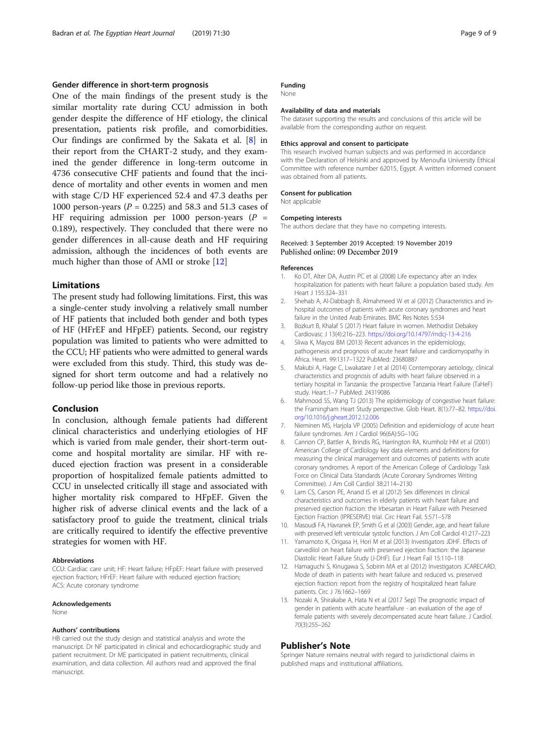### Gender difference in short-term prognosis

One of the main findings of the present study is the similar mortality rate during CCU admission in both gender despite the difference of HF etiology, the clinical presentation, patients risk profile, and comorbidities. Our findings are confirmed by the Sakata et al. [8] in their report from the CHART-2 study, and they examined the gender difference in long-term outcome in 4736 consecutive CHF patients and found that the incidence of mortality and other events in women and men with stage C/D HF experienced 52.4 and 47.3 deaths per 1000 person-years ($P$ = 0.225) and 58.3 and 51.3 cases of HF requiring admission per 1000 person-years ($P$ = 0.189), respectively. They concluded that there were no gender differences in all-cause death and HF requiring admission, although the incidences of both events are much higher than those of AMI or stroke [12]

## Limitations

The present study had following limitations. First, this was a single-center study involving a relatively small number of HF patients that included both gender and both types of HF (HFrEF and HFpEF) patients. Second, our registry population was limited to patients who were admitted to the CCU; HF patients who were admitted to general wards were excluded from this study. Third, this study was designed for short term outcome and had a relatively no follow-up period like those in previous reports.

## Conclusion

In conclusion, although female patients had different clinical characteristics and underlying etiologies of HF which is varied from male gender, their short-term outcome and hospital mortality are similar. HF with reduced ejection fraction was present in a considerable proportion of hospitalized female patients admitted to CCU in unselected critically ill stage and associated with higher mortality risk compared to HFpEF. Given the higher risk of adverse clinical events and the lack of a satisfactory proof to guide the treatment, clinical trials are critically required to identify the effective preventive strategies for women with HF.

#### Abbreviations

CCU: Cardiac care unit; HF: Heart failure; HFpEF: Heart failure with preserved ejection fraction; HFrEF: Heart failure with reduced ejection fraction; ACS: Acute coronary syndrome

#### Acknowledgements

None

#### Authors' contributions

HB carried out the study design and statistical analysis and wrote the manuscript. Dr NF participated in clinical and echocardiographic study and patient recruitment. Dr ME participated in patient recruitments, clinical examination, and data collection. All authors read and approved the final manuscript.

#### Funding

None

#### Availability of data and materials

The dataset supporting the results and conclusions of this article will be available from the corresponding author on request.

#### Ethics approval and consent to participate

This research involved human subjects and was performed in accordance with the Declaration of Helsinki and approved by Menoufia University Ethical Committee with reference number 62015, Egypt. A written informed consent was obtained from all patients.

#### Consent for publication

Not applicable

#### Competing interests

The authors declare that they have no competing interests.

Received: 3 September 2019 Accepted: 19 November 2019
Published online: 09 December 2019

#### References

1. Ko DT, Alter DA, Austin PC et al (2008) Life expectancy after an index hospitalization for patients with heart failure: a population based study. Am Heart J 155:324–331
2. Shehab A, Al-Dabbagh B, Almahmeed W et al (2012) Characteristics and in-hospital outcomes of patients with acute coronary syndromes and heart failure in the United Arab Emirates. BMC Res Notes 5:534
3. Bozkurt B, Khalaf S (2017) Heart failure in women. Methodist Debakey Cardiovasc J 13(4):216–223. https://doi.org/10.14797/mdcj-13-4-216
4. Sliwa K, Mayosi BM (2013) Recent advances in the epidemiology, pathogenesis and prognosis of acute heart failure and cardiomyopathy in Africa. Heart. 99:1317–1322 PubMed: 23680887
5. Makubi A, Hage C, Lwakatare J et al (2014) Contemporary aetiology, clinical characteristics and prognosis of adults with heart failure observed in a tertiary hospital in Tanzania: the prospective Tanzania Heart Failure (TaHeF) study. Heart.:1–7 PubMed: 24319086
6. Mahmood SS, Wang TJ (2013) The epidemiology of congestive heart failure: the Framingham Heart Study perspective. Glob Heart. 8(1):77–82. https://doi.org/10.1016/j.gheart.2012.12.006
7. Nieminen MS, Harjola VP (2005) Definition and epidemiology of acute heart failure syndromes. Am J Cardiol 96(6A):5G–10G
8. Cannon CP, Battler A, Brindis RG, Harrington RA, Krumholz HM et al (2001) American College of Cardiology key data elements and definitions for measuring the clinical management and outcomes of patients with acute coronary syndromes. A report of the American College of Cardiology Task Force on Clinical Data Standards (Acute Coronary Syndromes Writing Committee). J Am Coll Cardiol 38:2114–2130
9. Lam CS, Carson PE, Anand IS et al (2012) Sex differences in clinical characteristics and outcomes in elderly patients with heart failure and preserved ejection fraction: the Irbesartan in Heart Failure with Preserved Ejection Fraction (IPRESERVE) trial. Circ Heart Fail. 5:571–578
10. Masoudi FA, Havranek EP, Smith G et al (2003) Gender, age, and heart failure with preserved left ventricular systolic function. J Am Coll Cardiol 41:217–223
11. Yamamoto K, Origasa H, Hori M et al (2013) Investigators JDHF. Effects of carvedilol on heart failure with preserved ejection fraction: the Japanese Diastolic Heart Failure Study (J-DHF). Eur J Heart Fail 15:110–118
12. Hamaguchi S, Kinugawa S, Sobirin MA et al (2012) Investigators JCARECARD. Mode of death in patients with heart failure and reduced vs. preserved ejection fraction: report from the registry of hospitalized heart failure patients. Circ J 76:1662–1669
13. Nozaki A, Shirakabe A, Hata N et al (2017 Sep) The prognostic impact of gender in patients with acute heartfailure - an evaluation of the age of female patients with severely decompensated acute heart failure. J Cardiol. 70(3):255–262

## Publisher's Note

Springer Nature remains neutral with regard to jurisdictional claims in published maps and institutional affiliations.